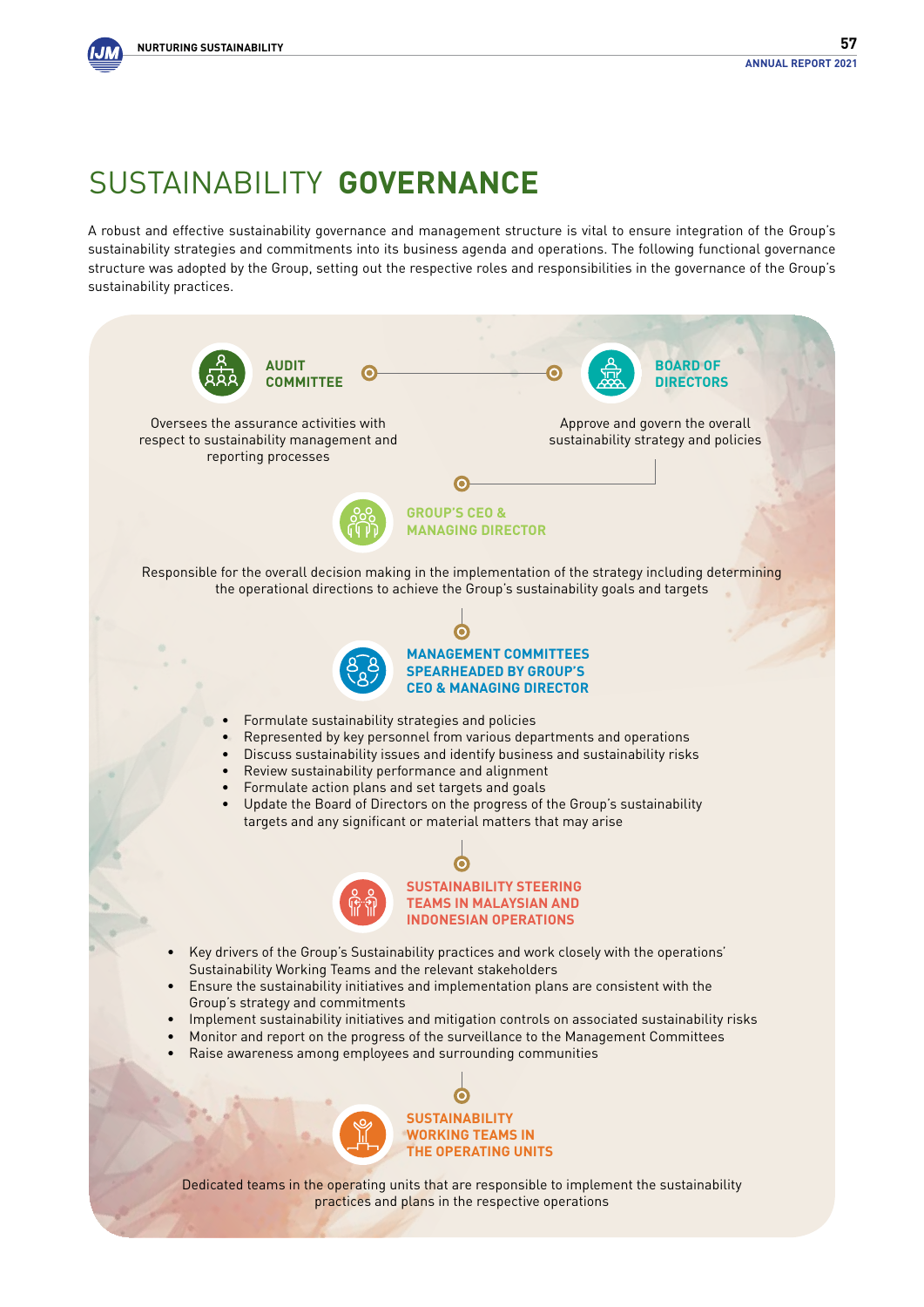# SUSTAINABILITY **GOVERNANCE**

A robust and effective sustainability governance and management structure is vital to ensure integration of the Group's sustainability strategies and commitments into its business agenda and operations. The following functional governance structure was adopted by the Group, setting out the respective roles and responsibilities in the governance of the Group's sustainability practices.

### AUDIT COMMITTEE

Oversees the assurance activities with respect to sustainability management and reporting processes

### BOARD OF DIRECTORS

Approve and govern the overall sustainability strategy and policies

### GROUP'S CEO & MANAGING DIRECTOR

Responsible for the overall decision making in the implementation of the strategy including determining the operational directions to achieve the Group's sustainability goals and targets

### MANAGEMENT COMMITTEES SPEARHEADED BY GROUP'S CEO & MANAGING DIRECTOR

- Formulate sustainability strategies and policies
- Represented by key personnel from various departments and operations
- Discuss sustainability issues and identify business and sustainability risks
- Review sustainability performance and alignment
- Formulate action plans and set targets and goals
- Update the Board of Directors on the progress of the Group's sustainability targets and any significant or material matters that may arise

### SUSTAINABILITY STEERING TEAMS IN MALAYSIAN AND INDONESIAN OPERATIONS

- Key drivers of the Group's Sustainability practices and work closely with the operations' Sustainability Working Teams and the relevant stakeholders
- Ensure the sustainability initiatives and implementation plans are consistent with the Group's strategy and commitments
- Implement sustainability initiatives and mitigation controls on associated sustainability risks
- Monitor and report on the progress of the surveillance to the Management Committees
- Raise awareness among employees and surrounding communities

### SUSTAINABILITY WORKING TEAMS IN THE OPERATING UNITS

Dedicated teams in the operating units that are responsible to implement the sustainability practices and plans in the respective operations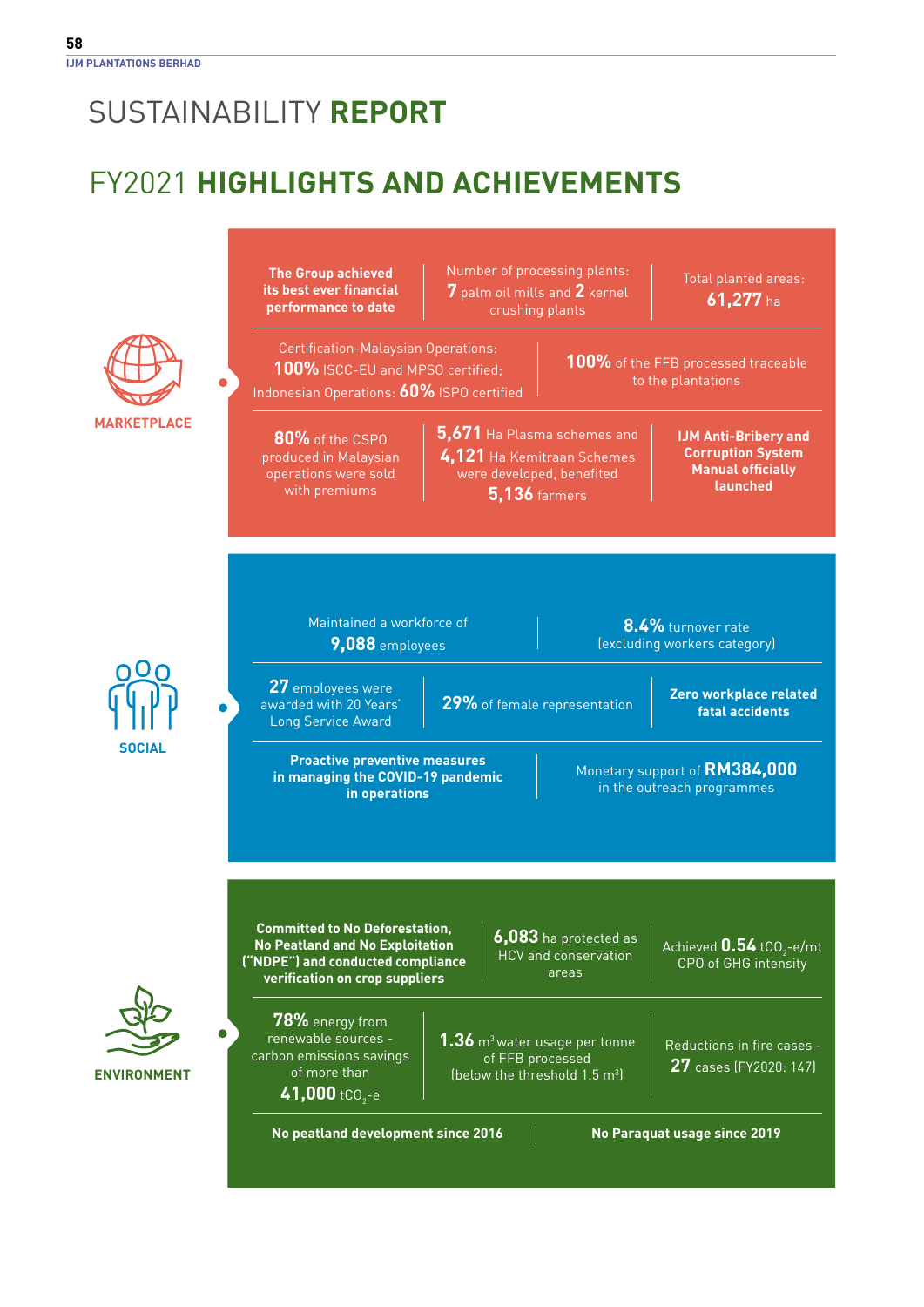# SUSTAINABILITY **REPORT**

## FY2021 **HIGHLIGHTS AND ACHIEVEMENTS**

### MARKETPLACE

- **The Group achieved its best ever financial performance to date**
- Number of processing plants: **7** palm oil mills and **2** kernel crushing plants
- Total planted areas: **61,277** ha
- Certification-Malaysian Operations: **100%** ISCC-EU and MPSO certified; Indonesian Operations: **60%** ISPO certified
- **100%** of the FFB processed traceable to the plantations
- **80%** of the CSPO produced in Malaysian operations were sold with premiums
- **5,671** Ha Plasma schemes and **4,121** Ha Kemitraan Schemes were developed, benefited **5,136** farmers
- **IJM Anti-Bribery and Corruption System Manual officially launched**

### SOCIAL

- Maintained a workforce of **9,088** employees
- **8.4%** turnover rate (excluding workers category)
- **27** employees were awarded with 20 Years' Long Service Award
- **29%** of female representation
- **Zero workplace related fatal accidents**
- **Proactive preventive measures in managing the COVID-19 pandemic in operations**
- Monetary support of **RM384,000** in the outreach programmes

### ENVIRONMENT

- **Committed to No Deforestation, No Peatland and No Exploitation ("NDPE") and conducted compliance verification on crop suppliers**
- **6,083** ha protected as HCV and conservation areas
- Achieved **0.54** $tCO_2$-e/mt CPO of GHG intensity
- **78%** energy from renewable sources - carbon emissions savings of more than **41,000** $tCO_2$-e
- **1.36** $m^3$ water usage per tonne of FFB processed (below the threshold 1.5 $m^3$)
- Reductions in fire cases - **27** cases (FY2020: 147)
- **No peatland development since 2016**
- **No Paraquat usage since 2019**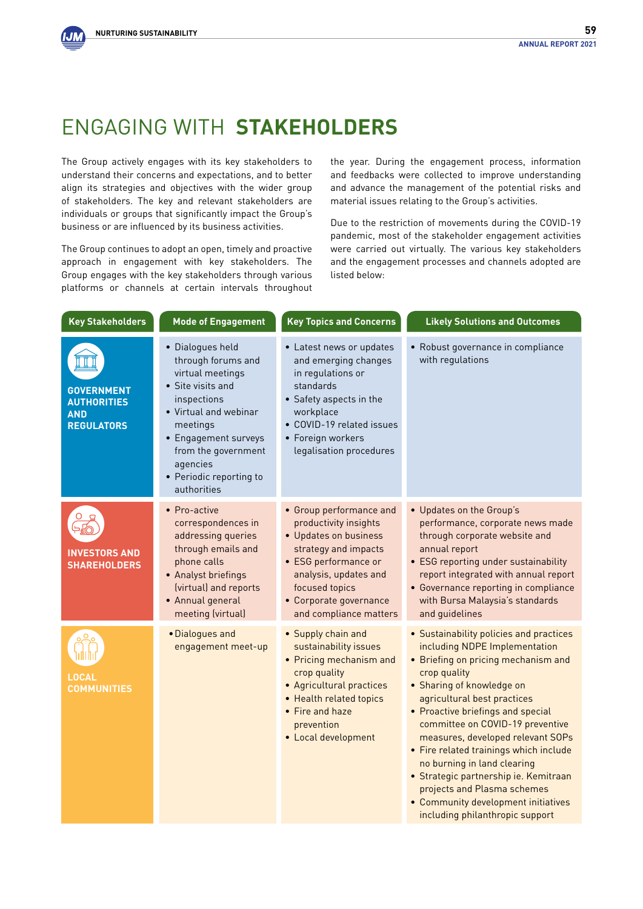# ENGAGING WITH **STAKEHOLDERS**

The Group actively engages with its key stakeholders to understand their concerns and expectations, and to better align its strategies and objectives with the wider group of stakeholders. The key and relevant stakeholders are individuals or groups that significantly impact the Group's business or are influenced by its business activities.

The Group continues to adopt an open, timely and proactive approach in engagement with key stakeholders. The Group engages with the key stakeholders through various platforms or channels at certain intervals throughout the year. During the engagement process, information and feedbacks were collected to improve understanding and advance the management of the potential risks and material issues relating to the Group's activities.

Due to the restriction of movements during the COVID-19 pandemic, most of the stakeholder engagement activities were carried out virtually. The various key stakeholders and the engagement processes and channels adopted are listed below:

| Key Stakeholders | Mode of Engagement | Key Topics and Concerns | Likely Solutions and Outcomes |
|---|---|---|---|
| **GOVERNMENT AUTHORITIES AND REGULATORS** | • Dialogues held through forums and virtual meetings<br>• Site visits and inspections<br>• Virtual and webinar meetings<br>• Engagement surveys from the government agencies<br>• Periodic reporting to authorities | • Latest news or updates and emerging changes in regulations or standards<br>• Safety aspects in the workplace<br>• COVID-19 related issues<br>• Foreign workers legalisation procedures | • Robust governance in compliance with regulations |
| **INVESTORS AND SHAREHOLDERS** | • Pro-active correspondences in addressing queries through emails and phone calls<br>• Analyst briefings (virtual) and reports<br>• Annual general meeting (virtual) | • Group performance and productivity insights<br>• Updates on business strategy and impacts<br>• ESG performance or analysis, updates and focused topics<br>• Corporate governance and compliance matters | • Updates on the Group's performance, corporate news made through corporate website and annual report<br>• ESG reporting under sustainability report integrated with annual report<br>• Governance reporting in compliance with Bursa Malaysia's standards and guidelines |
| **LOCAL COMMUNITIES** | • Dialogues and engagement meet-up | • Supply chain and sustainability issues<br>• Pricing mechanism and crop quality<br>• Agricultural practices<br>• Health related topics<br>• Fire and haze prevention<br>• Local development | • Sustainability policies and practices including NDPE Implementation<br>• Briefing on pricing mechanism and crop quality<br>• Sharing of knowledge on agricultural best practices<br>• Proactive briefings and special committee on COVID-19 preventive measures, developed relevant SOPs<br>• Fire related trainings which include no burning in land clearing<br>• Strategic partnership ie. Kemitraan projects and Plasma schemes<br>• Community development initiatives including philanthropic support |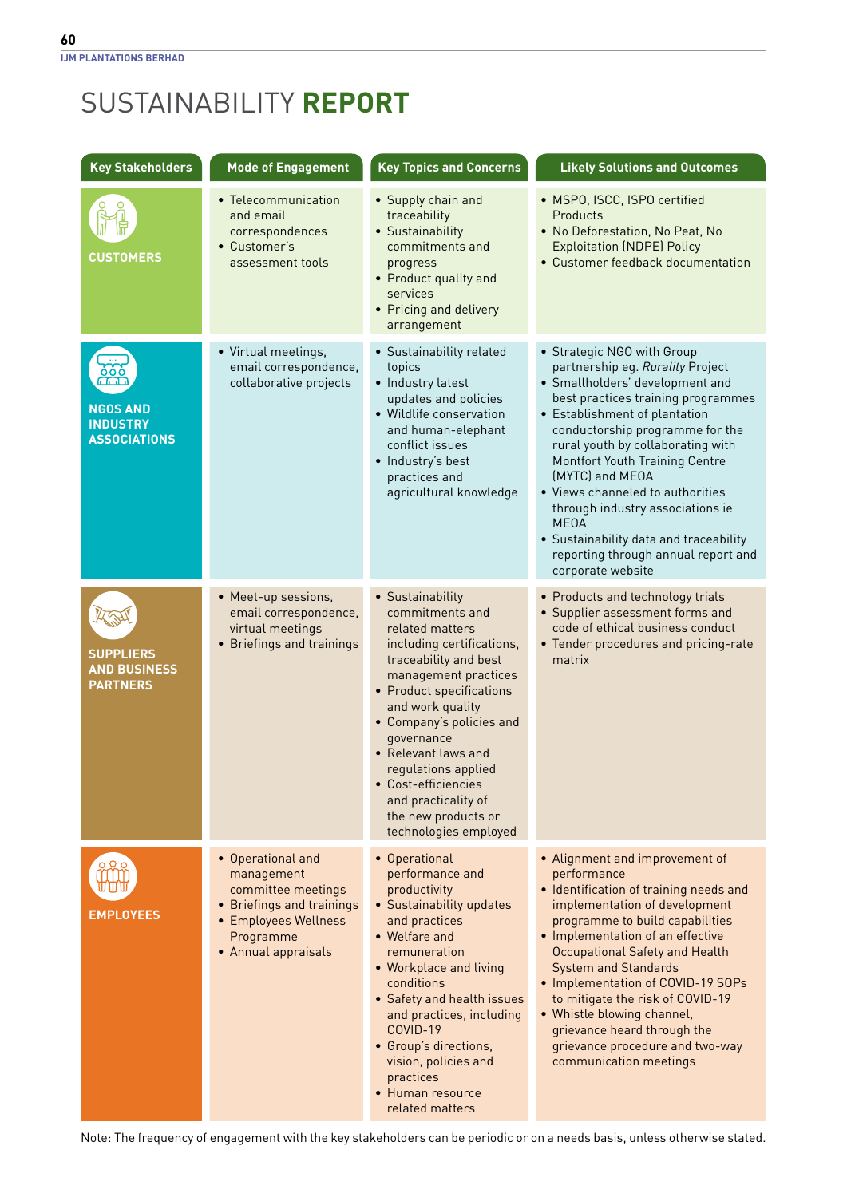# SUSTAINABILITY **REPORT**

| Key Stakeholders | Mode of Engagement | Key Topics and Concerns | Likely Solutions and Outcomes |
|---|---|---|---|
| **CUSTOMERS** | • Telecommunication and email correspondences<br>• Customer's assessment tools | • Supply chain and traceability<br>• Sustainability commitments and progress<br>• Product quality and services<br>• Pricing and delivery arrangement | • MSPO, ISCC, ISPO certified Products<br>• No Deforestation, No Peat, No Exploitation (NDPE) Policy<br>• Customer feedback documentation |
| **NGOS AND INDUSTRY ASSOCIATIONS** | • Virtual meetings, email correspondence, collaborative projects | • Sustainability related topics<br>• Industry latest updates and policies<br>• Wildlife conservation and human-elephant conflict issues<br>• Industry's best practices and agricultural knowledge | • Strategic NGO with Group partnership eg. *Rurality* Project<br>• Smallholders' development and best practices training programmes<br>• Establishment of plantation conductorship programme for the rural youth by collaborating with Montfort Youth Training Centre (MYTC) and MEOA<br>• Views channeled to authorities through industry associations ie MEOA<br>• Sustainability data and traceability reporting through annual report and corporate website |
| **SUPPLIERS AND BUSINESS PARTNERS** | • Meet-up sessions, email correspondence, virtual meetings<br>• Briefings and trainings | • Sustainability commitments and related matters including certifications, traceability and best management practices<br>• Product specifications and work quality<br>• Company's policies and governance<br>• Relevant laws and regulations applied<br>• Cost-efficiencies and practicality of the new products or technologies employed | • Products and technology trials<br>• Supplier assessment forms and code of ethical business conduct<br>• Tender procedures and pricing-rate matrix |
| **EMPLOYEES** | • Operational and management committee meetings<br>• Briefings and trainings<br>• Employees Wellness Programme<br>• Annual appraisals | • Operational performance and productivity<br>• Sustainability updates and practices<br>• Welfare and remuneration<br>• Workplace and living conditions<br>• Safety and health issues and practices, including COVID-19<br>• Group's directions, vision, policies and practices<br>• Human resource related matters | • Alignment and improvement of performance<br>• Identification of training needs and implementation of development programme to build capabilities<br>• Implementation of an effective Occupational Safety and Health System and Standards<br>• Implementation of COVID-19 SOPs to mitigate the risk of COVID-19<br>• Whistle blowing channel, grievance heard through the grievance procedure and two-way communication meetings |

Note: The frequency of engagement with the key stakeholders can be periodic or on a needs basis, unless otherwise stated.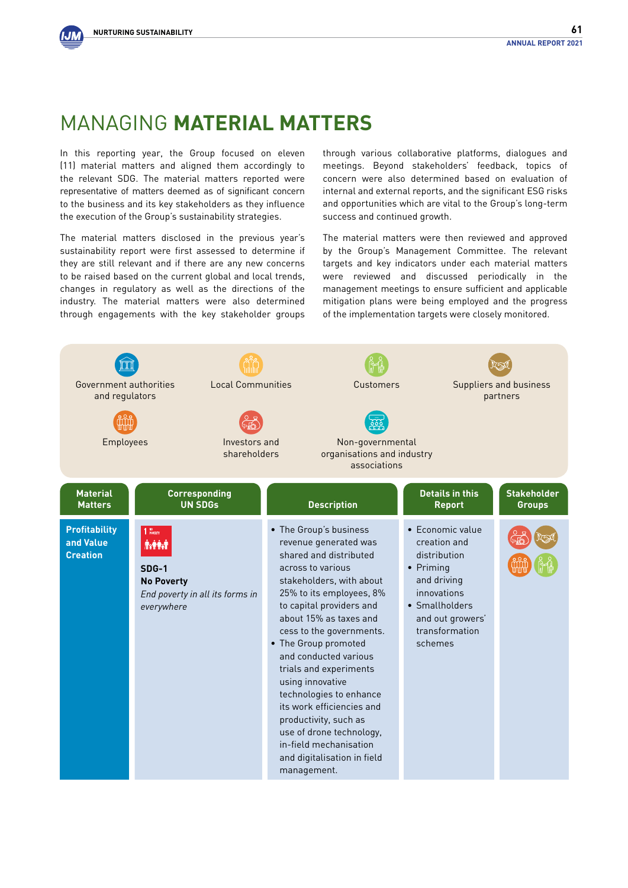# MANAGING **MATERIAL MATTERS**

In this reporting year, the Group focused on eleven (11) material matters and aligned them accordingly to the relevant SDG. The material matters reported were representative of matters deemed as of significant concern to the business and its key stakeholders as they influence the execution of the Group's sustainability strategies.

The material matters disclosed in the previous year's sustainability report were first assessed to determine if they are still relevant and if there are any new concerns to be raised based on the current global and local trends, changes in regulatory as well as the directions of the industry. The material matters were also determined through engagements with the key stakeholder groups through various collaborative platforms, dialogues and meetings. Beyond stakeholders' feedback, topics of concern were also determined based on evaluation of internal and external reports, and the significant ESG risks and opportunities which are vital to the Group's long-term success and continued growth.

The material matters were then reviewed and approved by the Group's Management Committee. The relevant targets and key indicators under each material matters were reviewed and discussed periodically in the management meetings to ensure sufficient and applicable mitigation plans were being employed and the progress of the implementation targets were closely monitored.

Government authorities and regulators | Local Communities | Customers | Suppliers and business partners | Employees | Investors and shareholders | Non-governmental organisations and industry associations

| Material Matters | Corresponding UN SDGs | Description | Details in this Report | Stakeholder Groups |
|---|---|---|---|---|
| **Profitability and Value Creation** | **SDG-1**<br>**No Poverty**<br>*End poverty in all its forms in everywhere* | • The Group's business revenue generated was shared and distributed across to various stakeholders, with about 25% to its employees, 8% to capital providers and about 15% as taxes and cess to the governments.<br>• The Group promoted and conducted various trials and experiments using innovative technologies to enhance its work efficiencies and productivity, such as use of drone technology, in-field mechanisation and digitalisation in field management. | • Economic value creation and distribution<br>• Priming and driving innovations<br>• Smallholders and out growers' transformation schemes | Investors and shareholders, Suppliers and business partners, Employees, Customers |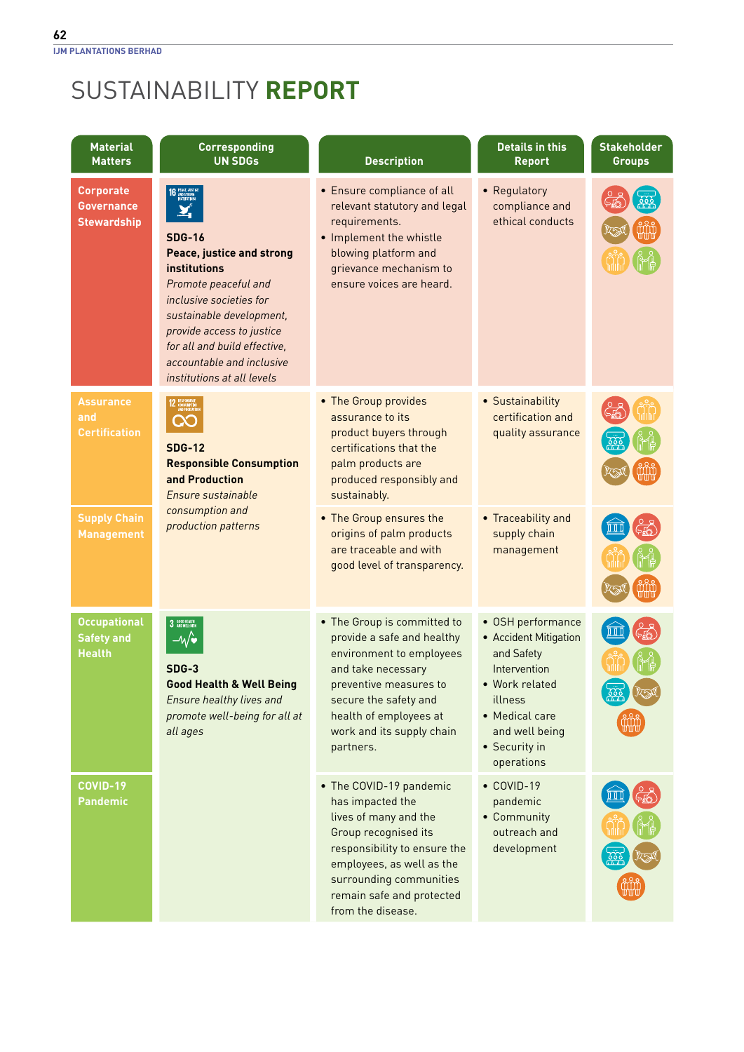# SUSTAINABILITY **REPORT**

| Material Matters | Corresponding UN SDGs | Description | Details in this Report | Stakeholder Groups |
|---|---|---|---|---|
| Corporate Governance Stewardship | **SDG-16** **Peace, justice and strong institutions** *Promote peaceful and inclusive societies for sustainable development, provide access to justice for all and build effective, accountable and inclusive institutions at all levels* | • Ensure compliance of all relevant statutory and legal requirements. • Implement the whistle blowing platform and grievance mechanism to ensure voices are heard. | • Regulatory compliance and ethical conducts | |
| Assurance and Certification | **SDG-12** **Responsible Consumption and Production** *Ensure sustainable consumption and production patterns* | • The Group provides assurance to its product buyers through certifications that the palm products are produced responsibly and sustainably. | • Sustainability certification and quality assurance | |
| Supply Chain Management | | • The Group ensures the origins of palm products are traceable and with good level of transparency. | • Traceability and supply chain management | |
| Occupational Safety and Health | **SDG-3** **Good Health & Well Being** *Ensure healthy lives and promote well-being for all at all ages* | • The Group is committed to provide a safe and healthy environment to employees and take necessary preventive measures to secure the safety and health of employees at work and its supply chain partners. | • OSH performance • Accident Mitigation and Safety Intervention • Work related illness • Medical care and well being • Security in operations | |
| COVID-19 Pandemic | | • The COVID-19 pandemic has impacted the lives of many and the Group recognised its responsibility to ensure the employees, as well as the surrounding communities remain safe and protected from the disease. | • COVID-19 pandemic • Community outreach and development | |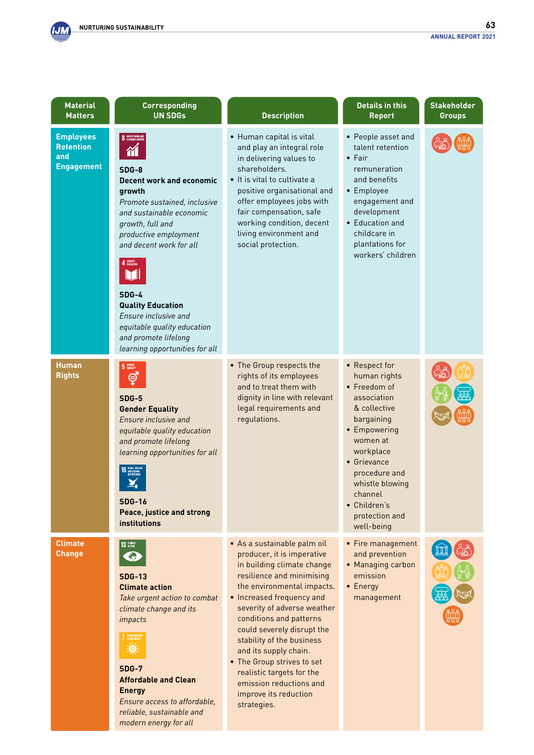| Material Matters | Corresponding UN SDGs | Description | Details in this Report | Stakeholder Groups |
|---|---|---|---|---|
| **Employees Retention and Engagement** | **SDG-8**<br>**Decent work and economic growth**<br>*Promote sustained, inclusive and sustainable economic growth, full and productive employment and decent work for all*<br><br>**SDG-4**<br>**Quality Education**<br>*Ensure inclusive and equitable quality education and promote lifelong learning opportunities for all* | • Human capital is vital and play an integral role in delivering values to shareholders.<br>• It is vital to cultivate a positive organisational and offer employees jobs with fair compensation, safe working condition, decent living environment and social protection. | • People asset and talent retention<br>• Fair remuneration and benefits<br>• Employee engagement and development<br>• Education and childcare in plantations for workers' children | |
| **Human Rights** | **SDG-5**<br>**Gender Equality**<br>*Ensure inclusive and equitable quality education and promote lifelong learning opportunities for all*<br><br>**SDG-16**<br>**Peace, justice and strong institutions** | • The Group respects the rights of its employees and to treat them with dignity in line with relevant legal requirements and regulations. | • Respect for human rights<br>• Freedom of association & collective bargaining<br>• Empowering women at workplace<br>• Grievance procedure and whistle blowing channel<br>• Children's protection and well-being | |
| **Climate Change** | **SDG-13**<br>**Climate action**<br>*Take urgent action to combat climate change and its impacts*<br><br>**SDG-7**<br>**Affordable and Clean Energy**<br>*Ensure access to affordable, reliable, sustainable and modern energy for all* | • As a sustainable palm oil producer, it is imperative in building climate change resilience and minimising the environmental impacts.<br>• Increased frequency and severity of adverse weather conditions and patterns could severely disrupt the stability of the business and its supply chain.<br>• The Group strives to set realistic targets for the emission reductions and improve its reduction strategies. | • Fire management and prevention<br>• Managing carbon emission<br>• Energy management | |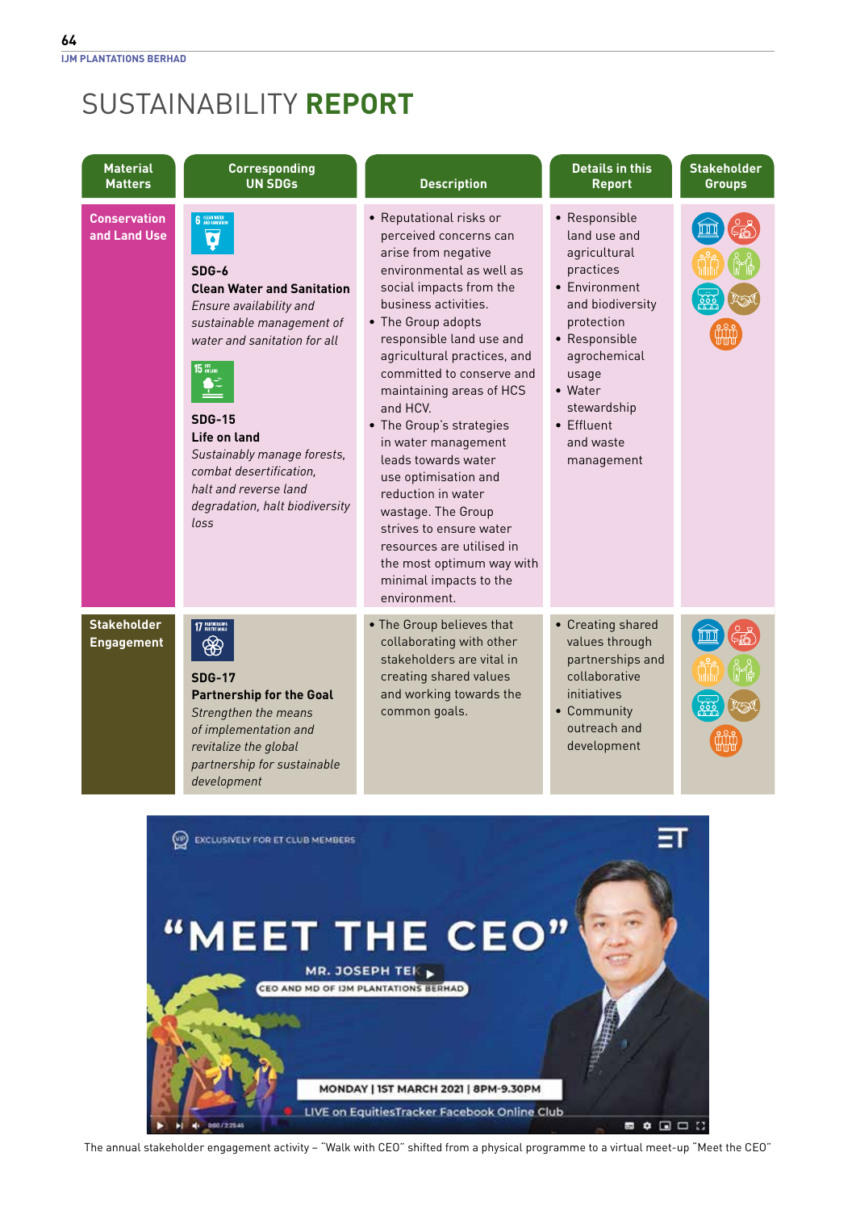# SUSTAINABILITY **REPORT**

| Material Matters | Corresponding UN SDGs | Description | Details in this Report | Stakeholder Groups |
|---|---|---|---|---|
| **Conservation and Land Use** | **SDG-6**<br>**Clean Water and Sanitation**<br>*Ensure availability and sustainable management of water and sanitation for all*<br><br>**SDG-15**<br>**Life on land**<br>*Sustainably manage forests, combat desertification, halt and reverse land degradation, halt biodiversity loss* | • Reputational risks or perceived concerns can arise from negative environmental as well as social impacts from the business activities.<br>• The Group adopts responsible land use and agricultural practices, and committed to conserve and maintaining areas of HCS and HCV.<br>• The Group's strategies in water management leads towards water use optimisation and reduction in water wastage. The Group strives to ensure water resources are utilised in the most optimum way with minimal impacts to the environment. | • Responsible land use and agricultural practices<br>• Environment and biodiversity protection<br>• Responsible agrochemical usage<br>• Water stewardship<br>• Effluent and waste management | |
| **Stakeholder Engagement** | **SDG-17**<br>**Partnership for the Goal**<br>*Strengthen the means of implementation and revitalize the global partnership for sustainable development* | • The Group believes that collaborating with other stakeholders are vital in creating shared values and working towards the common goals. | • Creating shared values through partnerships and collaborative initiatives<br>• Community outreach and development | |

The annual stakeholder engagement activity – "Walk with CEO" shifted from a physical programme to a virtual meet-up "Meet the CEO"